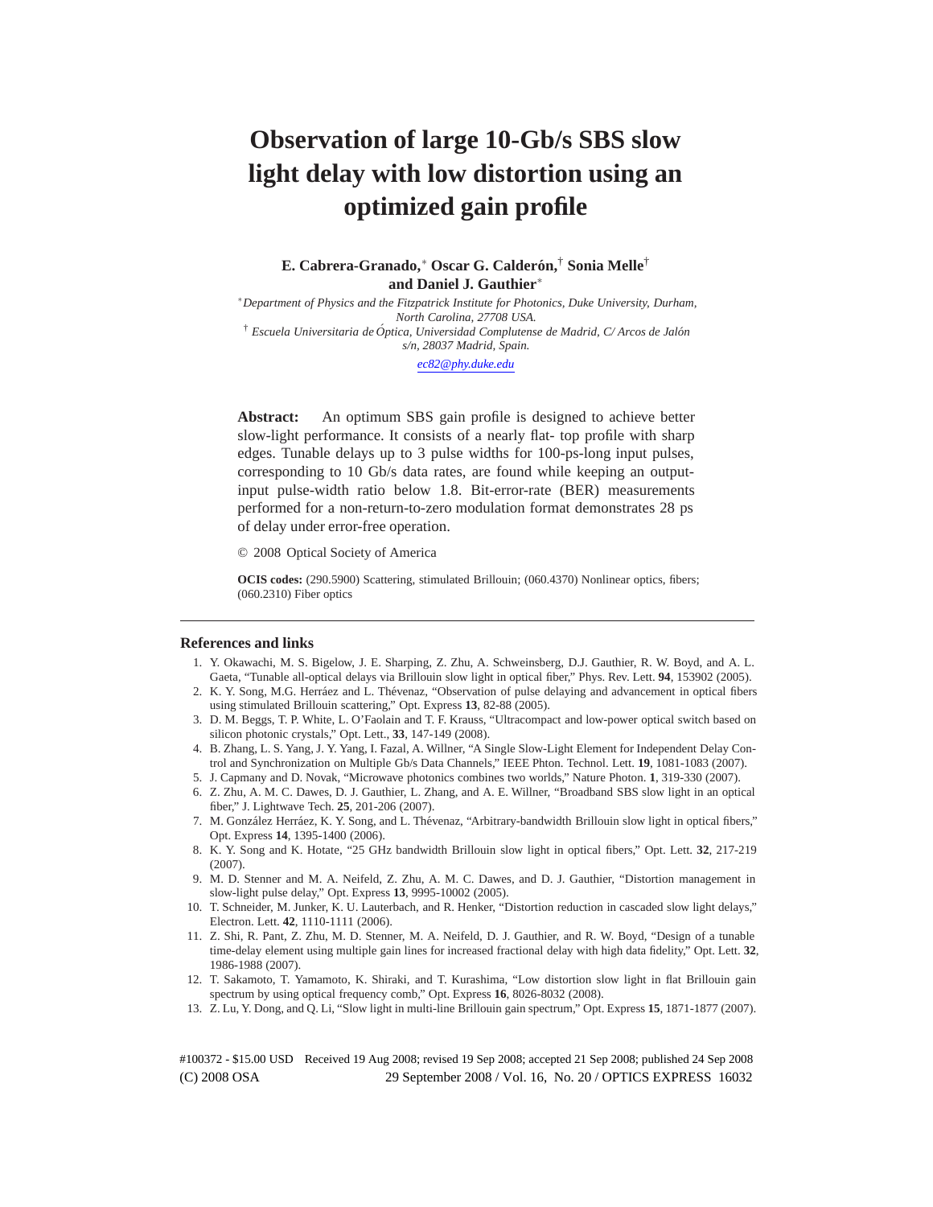# Observation of large 10-Gb/s SBS slow light delay with low distortion using an optimized gain profile

**E. Cabrera-Granado,[*] Oscar G. Calderón,[†] Sonia Melle[†] and Daniel J. Gauthier[*]**

[*] *Department of Physics and the Fitzpatrick Institute for Photonics, Duke University, Durham, North Carolina, 27708 USA.*

[†] *Escuela Universitaria de Óptica, Universidad Complutense de Madrid, C/ Arcos de Jalón s/n, 28037 Madrid, Spain.*

*ec82@phy.duke.edu*

**Abstract:** An optimum SBS gain profile is designed to achieve better slow-light performance. It consists of a nearly flat- top profile with sharp edges. Tunable delays up to 3 pulse widths for 100-ps-long input pulses, corresponding to 10 Gb/s data rates, are found while keeping an output-input pulse-width ratio below 1.8. Bit-error-rate (BER) measurements performed for a non-return-to-zero modulation format demonstrates 28 ps of delay under error-free operation.

© 2008 Optical Society of America

**OCIS codes:** (290.5900) Scattering, stimulated Brillouin; (060.4370) Nonlinear optics, fibers; (060.2310) Fiber optics

## References and links

1. Y. Okawachi, M. S. Bigelow, J. E. Sharping, Z. Zhu, A. Schweinsberg, D.J. Gauthier, R. W. Boyd, and A. L. Gaeta, "Tunable all-optical delays via Brillouin slow light in optical fiber," Phys. Rev. Lett. **94**, 153902 (2005).
2. K. Y. Song, M.G. Herráez and L. Thévenaz, "Observation of pulse delaying and advancement in optical fibers using stimulated Brillouin scattering," Opt. Express **13**, 82-88 (2005).
3. D. M. Beggs, T. P. White, L. O'Faolain and T. F. Krauss, "Ultracompact and low-power optical switch based on silicon photonic crystals," Opt. Lett., **33**, 147-149 (2008).
4. B. Zhang, L. S. Yang, J. Y. Yang, I. Fazal, A. Willner, "A Single Slow-Light Element for Independent Delay Control and Synchronization on Multiple Gb/s Data Channels," IEEE Phton. Technol. Lett. **19**, 1081-1083 (2007).
5. J. Capmany and D. Novak, "Microwave photonics combines two worlds," Nature Photon. **1**, 319-330 (2007).
6. Z. Zhu, A. M. C. Dawes, D. J. Gauthier, L. Zhang, and A. E. Willner, "Broadband SBS slow light in an optical fiber," J. Lightwave Tech. **25**, 201-206 (2007).
7. M. González Herráez, K. Y. Song, and L. Thévenaz, "Arbitrary-bandwidth Brillouin slow light in optical fibers," Opt. Express **14**, 1395-1400 (2006).
8. K. Y. Song and K. Hotate, "25 GHz bandwidth Brillouin slow light in optical fibers," Opt. Lett. **32**, 217-219 (2007).
9. M. D. Stenner and M. A. Neifeld, Z. Zhu, A. M. C. Dawes, and D. J. Gauthier, "Distortion management in slow-light pulse delay," Opt. Express **13**, 9995-10002 (2005).
10. T. Schneider, M. Junker, K. U. Lauterbach, and R. Henker, "Distortion reduction in cascaded slow light delays," Electron. Lett. **42**, 1110-1111 (2006).
11. Z. Shi, R. Pant, Z. Zhu, M. D. Stenner, M. A. Neifeld, D. J. Gauthier, and R. W. Boyd, "Design of a tunable time-delay element using multiple gain lines for increased fractional delay with high data fidelity," Opt. Lett. **32**, 1986-1988 (2007).
12. T. Sakamoto, T. Yamamoto, K. Shiraki, and T. Kurashima, "Low distortion slow light in flat Brillouin gain spectrum by using optical frequency comb," Opt. Express **16**, 8026-8032 (2008).
13. Z. Lu, Y. Dong, and Q. Li, "Slow light in multi-line Brillouin gain spectrum," Opt. Express **15**, 1871-1877 (2007).

#100372 - $15.00 USD Received 19 Aug 2008; revised 19 Sep 2008; accepted 21 Sep 2008; published 24 Sep 2008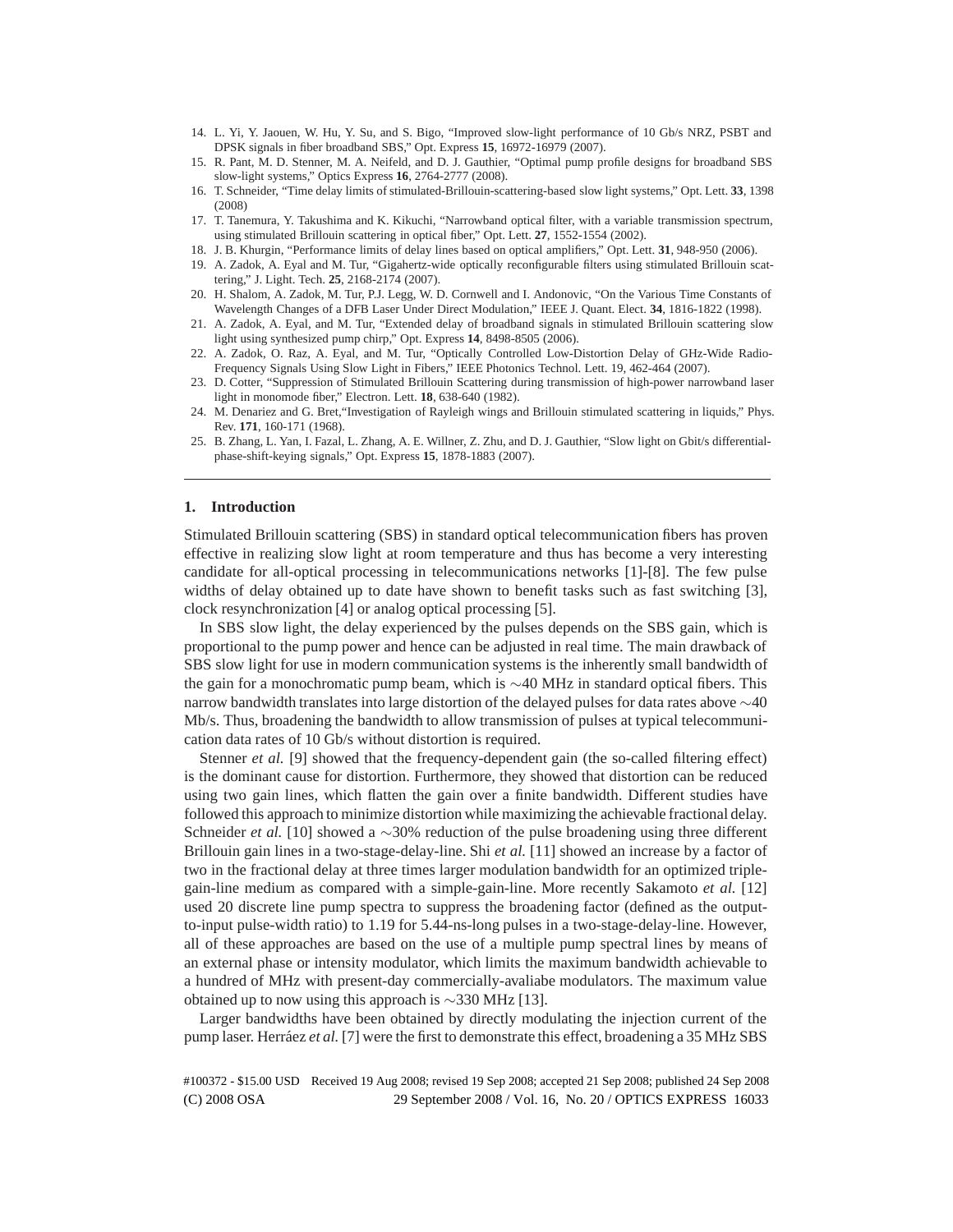14. L. Yi, Y. Jaouen, W. Hu, Y. Su, and S. Bigo, "Improved slow-light performance of 10 Gb/s NRZ, PSBT and DPSK signals in fiber broadband SBS," Opt. Express **15**, 16972-16979 (2007).
15. R. Pant, M. D. Stenner, M. A. Neifeld, and D. J. Gauthier, "Optimal pump profile designs for broadband SBS slow-light systems," Optics Express **16**, 2764-2777 (2008).
16. T. Schneider, "Time delay limits of stimulated-Brillouin-scattering-based slow light systems," Opt. Lett. **33**, 1398 (2008)
17. T. Tanemura, Y. Takushima and K. Kikuchi, "Narrowband optical filter, with a variable transmission spectrum, using stimulated Brillouin scattering in optical fiber," Opt. Lett. **27**, 1552-1554 (2002).
18. J. B. Khurgin, "Performance limits of delay lines based on optical amplifiers," Opt. Lett. **31**, 948-950 (2006).
19. A. Zadok, A. Eyal and M. Tur, "Gigahertz-wide optically reconfigurable filters using stimulated Brillouin scattering," J. Light. Tech. **25**, 2168-2174 (2007).
20. H. Shalom, A. Zadok, M. Tur, P.J. Legg, W. D. Cornwell and I. Andonovic, "On the Various Time Constants of Wavelength Changes of a DFB Laser Under Direct Modulation," IEEE J. Quant. Elect. **34**, 1816-1822 (1998).
21. A. Zadok, A. Eyal, and M. Tur, "Extended delay of broadband signals in stimulated Brillouin scattering slow light using synthesized pump chirp," Opt. Express **14**, 8498-8505 (2006).
22. A. Zadok, O. Raz, A. Eyal, and M. Tur, "Optically Controlled Low-Distortion Delay of GHz-Wide Radio-Frequency Signals Using Slow Light in Fibers," IEEE Photonics Technol. Lett. 19, 462-464 (2007).
23. D. Cotter, "Suppression of Stimulated Brillouin Scattering during transmission of high-power narrowband laser light in monomode fiber," Electron. Lett. **18**, 638-640 (1982).
24. M. Denariez and G. Bret,"Investigation of Rayleigh wings and Brillouin stimulated scattering in liquids," Phys. Rev. **171**, 160-171 (1968).
25. B. Zhang, L. Yan, I. Fazal, L. Zhang, A. E. Willner, Z. Zhu, and D. J. Gauthier, "Slow light on Gbit/s differential-phase-shift-keying signals," Opt. Express **15**, 1878-1883 (2007).

---

## 1. Introduction

Stimulated Brillouin scattering (SBS) in standard optical telecommunication fibers has proven effective in realizing slow light at room temperature and thus has become a very interesting candidate for all-optical processing in telecommunications networks [1]-[8]. The few pulse widths of delay obtained up to date have shown to benefit tasks such as fast switching [3], clock resynchronization [4] or analog optical processing [5].

In SBS slow light, the delay experienced by the pulses depends on the SBS gain, which is proportional to the pump power and hence can be adjusted in real time. The main drawback of SBS slow light for use in modern communication systems is the inherently small bandwidth of the gain for a monochromatic pump beam, which is $\sim$40 MHz in standard optical fibers. This narrow bandwidth translates into large distortion of the delayed pulses for data rates above $\sim$40 Mb/s. Thus, broadening the bandwidth to allow transmission of pulses at typical telecommunication data rates of 10 Gb/s without distortion is required.

Stenner *et al.* [9] showed that the frequency-dependent gain (the so-called filtering effect) is the dominant cause for distortion. Furthermore, they showed that distortion can be reduced using two gain lines, which flatten the gain over a finite bandwidth. Different studies have followed this approach to minimize distortion while maximizing the achievable fractional delay. Schneider *et al.* [10] showed a $\sim$30% reduction of the pulse broadening using three different Brillouin gain lines in a two-stage-delay-line. Shi *et al.* [11] showed an increase by a factor of two in the fractional delay at three times larger modulation bandwidth for an optimized triple-gain-line medium as compared with a simple-gain-line. More recently Sakamoto *et al.* [12] used 20 discrete line pump spectra to suppress the broadening factor (defined as the output-to-input pulse-width ratio) to 1.19 for 5.44-ns-long pulses in a two-stage-delay-line. However, all of these approaches are based on the use of a multiple pump spectral lines by means of an external phase or intensity modulator, which limits the maximum bandwidth achievable to a hundred of MHz with present-day commercially-avaliabe modulators. The maximum value obtained up to now using this approach is $\sim$330 MHz [13].

Larger bandwidths have been obtained by directly modulating the injection current of the pump laser. Herráez *et al.* [7] were the first to demonstrate this effect, broadening a 35 MHz SBS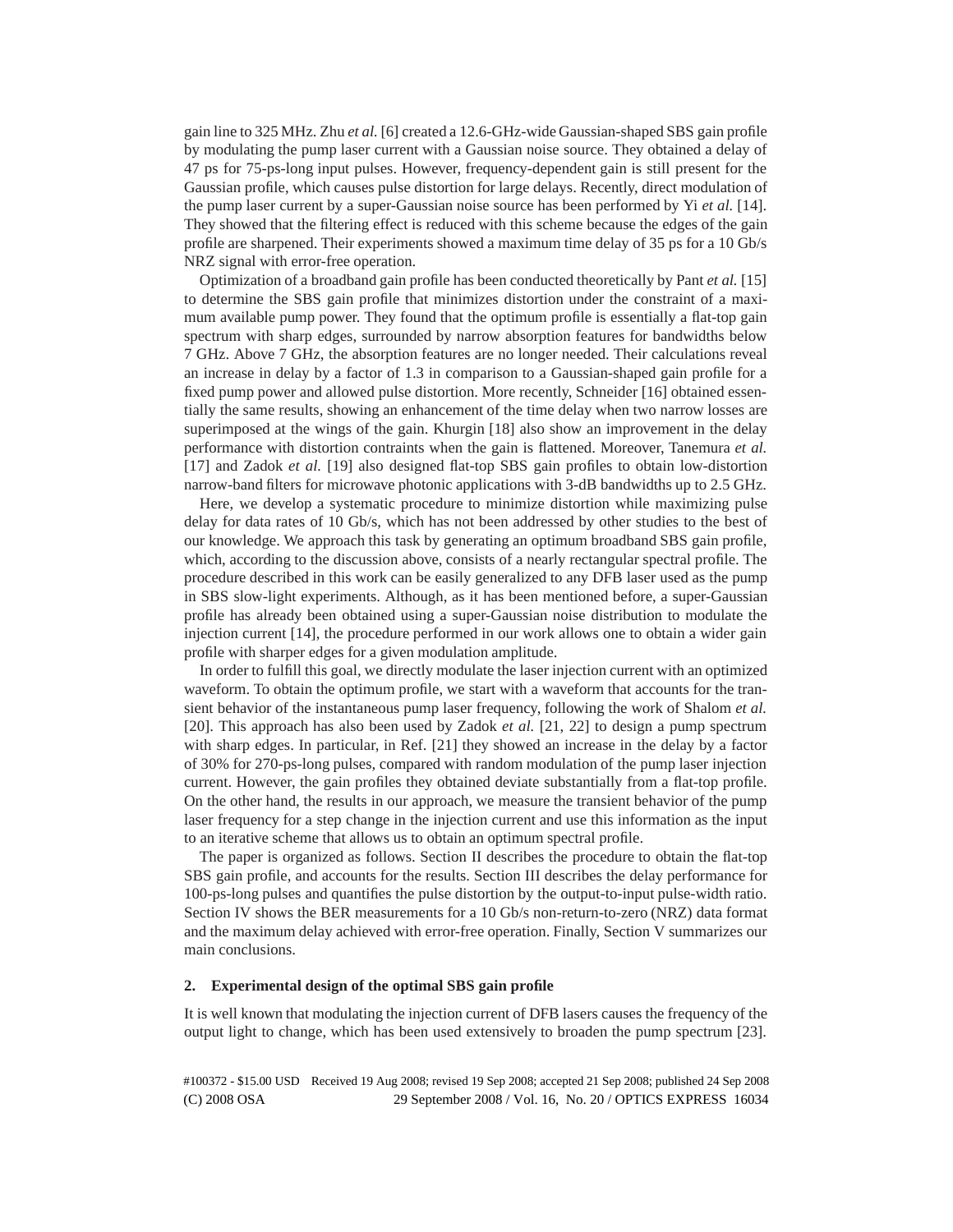gain line to 325 MHz. Zhu *et al.* [6] created a 12.6-GHz-wide Gaussian-shaped SBS gain profile by modulating the pump laser current with a Gaussian noise source. They obtained a delay of 47 ps for 75-ps-long input pulses. However, frequency-dependent gain is still present for the Gaussian profile, which causes pulse distortion for large delays. Recently, direct modulation of the pump laser current by a super-Gaussian noise source has been performed by Yi *et al.* [14]. They showed that the filtering effect is reduced with this scheme because the edges of the gain profile are sharpened. Their experiments showed a maximum time delay of 35 ps for a 10 Gb/s NRZ signal with error-free operation.

Optimization of a broadband gain profile has been conducted theoretically by Pant *et al.* [15] to determine the SBS gain profile that minimizes distortion under the constraint of a maximum available pump power. They found that the optimum profile is essentially a flat-top gain spectrum with sharp edges, surrounded by narrow absorption features for bandwidths below 7 GHz. Above 7 GHz, the absorption features are no longer needed. Their calculations reveal an increase in delay by a factor of 1.3 in comparison to a Gaussian-shaped gain profile for a fixed pump power and allowed pulse distortion. More recently, Schneider [16] obtained essentially the same results, showing an enhancement of the time delay when two narrow losses are superimposed at the wings of the gain. Khurgin [18] also show an improvement in the delay performance with distortion contraints when the gain is flattened. Moreover, Tanemura *et al.* [17] and Zadok *et al.* [19] also designed flat-top SBS gain profiles to obtain low-distortion narrow-band filters for microwave photonic applications with 3-dB bandwidths up to 2.5 GHz.

Here, we develop a systematic procedure to minimize distortion while maximizing pulse delay for data rates of 10 Gb/s, which has not been addressed by other studies to the best of our knowledge. We approach this task by generating an optimum broadband SBS gain profile, which, according to the discussion above, consists of a nearly rectangular spectral profile. The procedure described in this work can be easily generalized to any DFB laser used as the pump in SBS slow-light experiments. Although, as it has been mentioned before, a super-Gaussian profile has already been obtained using a super-Gaussian noise distribution to modulate the injection current [14], the procedure performed in our work allows one to obtain a wider gain profile with sharper edges for a given modulation amplitude.

In order to fulfill this goal, we directly modulate the laser injection current with an optimized waveform. To obtain the optimum profile, we start with a waveform that accounts for the transient behavior of the instantaneous pump laser frequency, following the work of Shalom *et al.* [20]. This approach has also been used by Zadok *et al.* [21, 22] to design a pump spectrum with sharp edges. In particular, in Ref. [21] they showed an increase in the delay by a factor of 30% for 270-ps-long pulses, compared with random modulation of the pump laser injection current. However, the gain profiles they obtained deviate substantially from a flat-top profile. On the other hand, the results in our approach, we measure the transient behavior of the pump laser frequency for a step change in the injection current and use this information as the input to an iterative scheme that allows us to obtain an optimum spectral profile.

The paper is organized as follows. Section II describes the procedure to obtain the flat-top SBS gain profile, and accounts for the results. Section III describes the delay performance for 100-ps-long pulses and quantifies the pulse distortion by the output-to-input pulse-width ratio. Section IV shows the BER measurements for a 10 Gb/s non-return-to-zero (NRZ) data format and the maximum delay achieved with error-free operation. Finally, Section V summarizes our main conclusions.

## 2. Experimental design of the optimal SBS gain profile

It is well known that modulating the injection current of DFB lasers causes the frequency of the output light to change, which has been used extensively to broaden the pump spectrum [23].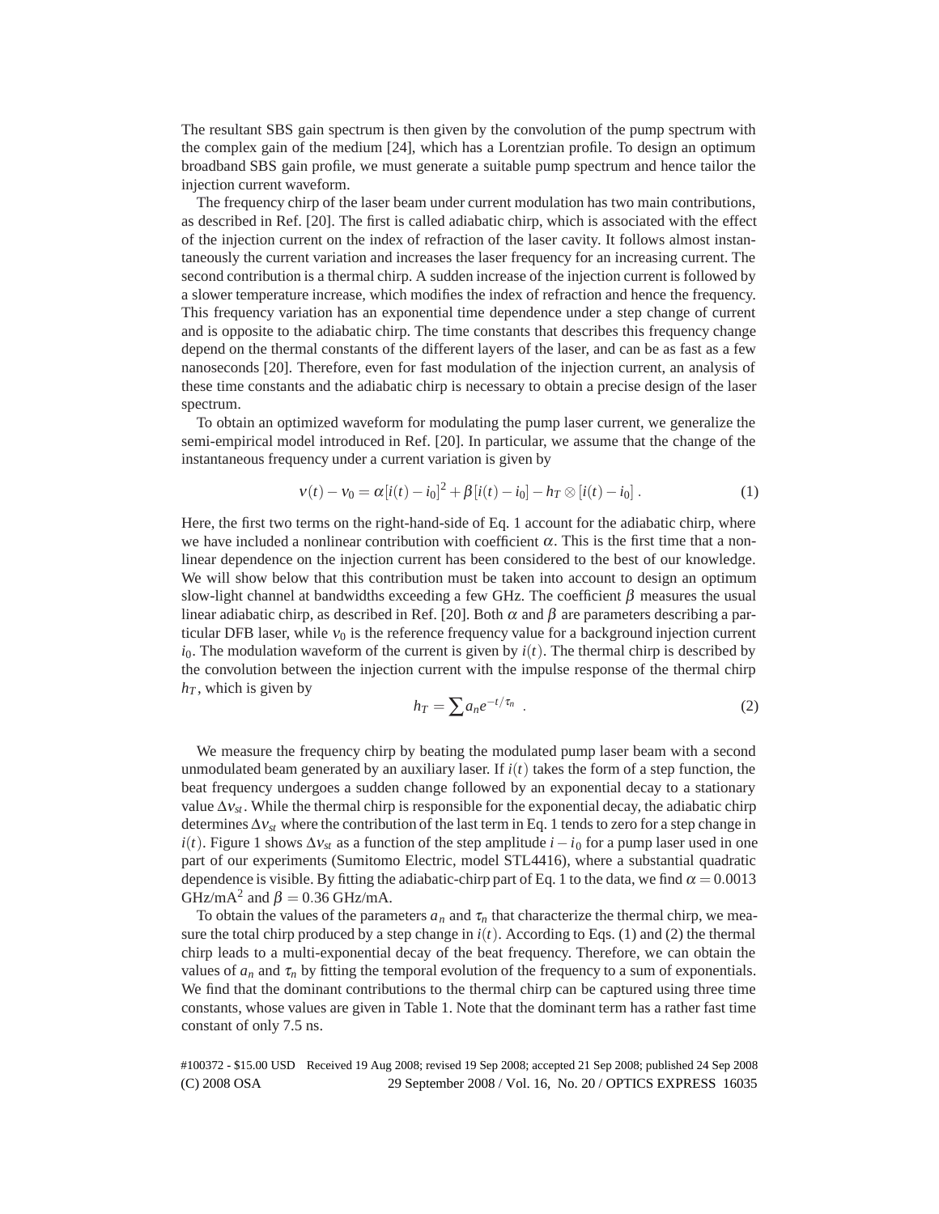The resultant SBS gain spectrum is then given by the convolution of the pump spectrum with the complex gain of the medium [24], which has a Lorentzian profile. To design an optimum broadband SBS gain profile, we must generate a suitable pump spectrum and hence tailor the injection current waveform.

The frequency chirp of the laser beam under current modulation has two main contributions, as described in Ref. [20]. The first is called adiabatic chirp, which is associated with the effect of the injection current on the index of refraction of the laser cavity. It follows almost instantaneously the current variation and increases the laser frequency for an increasing current. The second contribution is a thermal chirp. A sudden increase of the injection current is followed by a slower temperature increase, which modifies the index of refraction and hence the frequency. This frequency variation has an exponential time dependence under a step change of current and is opposite to the adiabatic chirp. The time constants that describes this frequency change depend on the thermal constants of the different layers of the laser, and can be as fast as a few nanoseconds [20]. Therefore, even for fast modulation of the injection current, an analysis of these time constants and the adiabatic chirp is necessary to obtain a precise design of the laser spectrum.

To obtain an optimized waveform for modulating the pump laser current, we generalize the semi-empirical model introduced in Ref. [20]. In particular, we assume that the change of the instantaneous frequency under a current variation is given by

$$\nu(t) - \nu_0 = \alpha[i(t) - i_0]^2 + \beta[i(t) - i_0] - h_T \otimes [i(t) - i_0] \, . \tag{1}$$

Here, the first two terms on the right-hand-side of Eq. 1 account for the adiabatic chirp, where we have included a nonlinear contribution with coefficient $\alpha$. This is the first time that a nonlinear dependence on the injection current has been considered to the best of our knowledge. We will show below that this contribution must be taken into account to design an optimum slow-light channel at bandwidths exceeding a few GHz. The coefficient $\beta$ measures the usual linear adiabatic chirp, as described in Ref. [20]. Both $\alpha$ and $\beta$ are parameters describing a particular DFB laser, while $\nu_0$ is the reference frequency value for a background injection current $i_0$. The modulation waveform of the current is given by $i(t)$. The thermal chirp is described by the convolution between the injection current with the impulse response of the thermal chirp $h_T$, which is given by

$$h_T = \sum a_n e^{-t/\tau_n} \, . \tag{2}$$

We measure the frequency chirp by beating the modulated pump laser beam with a second unmodulated beam generated by an auxiliary laser. If $i(t)$ takes the form of a step function, the beat frequency undergoes a sudden change followed by an exponential decay to a stationary value $\Delta\nu_{st}$. While the thermal chirp is responsible for the exponential decay, the adiabatic chirp determines $\Delta\nu_{st}$ where the contribution of the last term in Eq. 1 tends to zero for a step change in $i(t)$. Figure 1 shows $\Delta\nu_{st}$ as a function of the step amplitude $i - i_0$ for a pump laser used in one part of our experiments (Sumitomo Electric, model STL4416), where a substantial quadratic dependence is visible. By fitting the adiabatic-chirp part of Eq. 1 to the data, we find $\alpha = 0.0013$ GHz/mA$^2$ and $\beta = 0.36$ GHz/mA.

To obtain the values of the parameters $a_n$ and $\tau_n$ that characterize the thermal chirp, we measure the total chirp produced by a step change in $i(t)$. According to Eqs. (1) and (2) the thermal chirp leads to a multi-exponential decay of the beat frequency. Therefore, we can obtain the values of $a_n$ and $\tau_n$ by fitting the temporal evolution of the frequency to a sum of exponentials. We find that the dominant contributions to the thermal chirp can be captured using three time constants, whose values are given in Table 1. Note that the dominant term has a rather fast time constant of only 7.5 ns.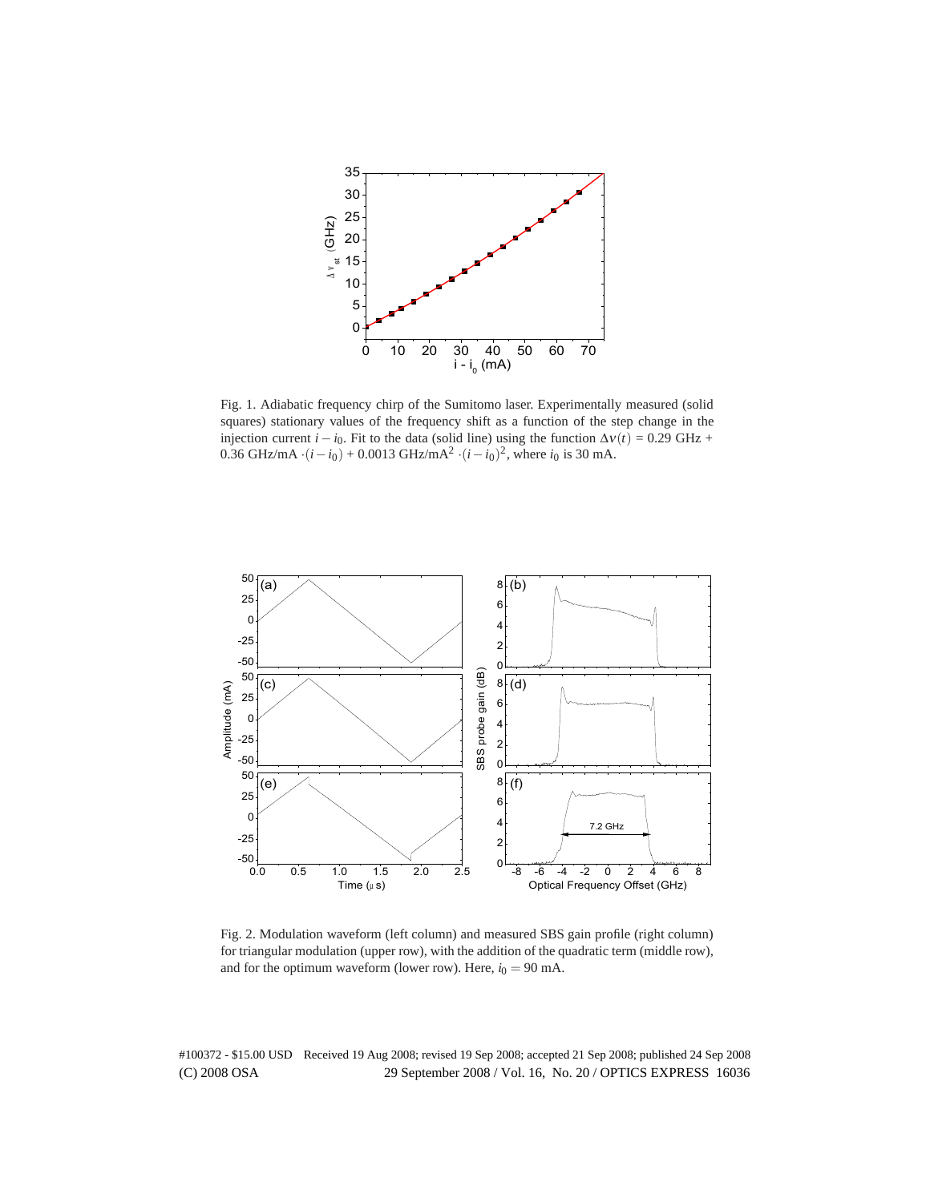Fig. 1. Adiabatic frequency chirp of the Sumitomo laser. Experimentally measured (solid squares) stationary values of the frequency shift as a function of the step change in the injection current $i - i_0$. Fit to the data (solid line) using the function $\Delta\nu(t)$ = 0.29 GHz + 0.36 GHz/mA $\cdot(i - i_0)$ + 0.0013 GHz/mA$^2$ $\cdot(i - i_0)^2$, where $i_0$ is 30 mA.

Fig. 2. Modulation waveform (left column) and measured SBS gain profile (right column) for triangular modulation (upper row), with the addition of the quadratic term (middle row), and for the optimum waveform (lower row). Here, $i_0 = 90$ mA.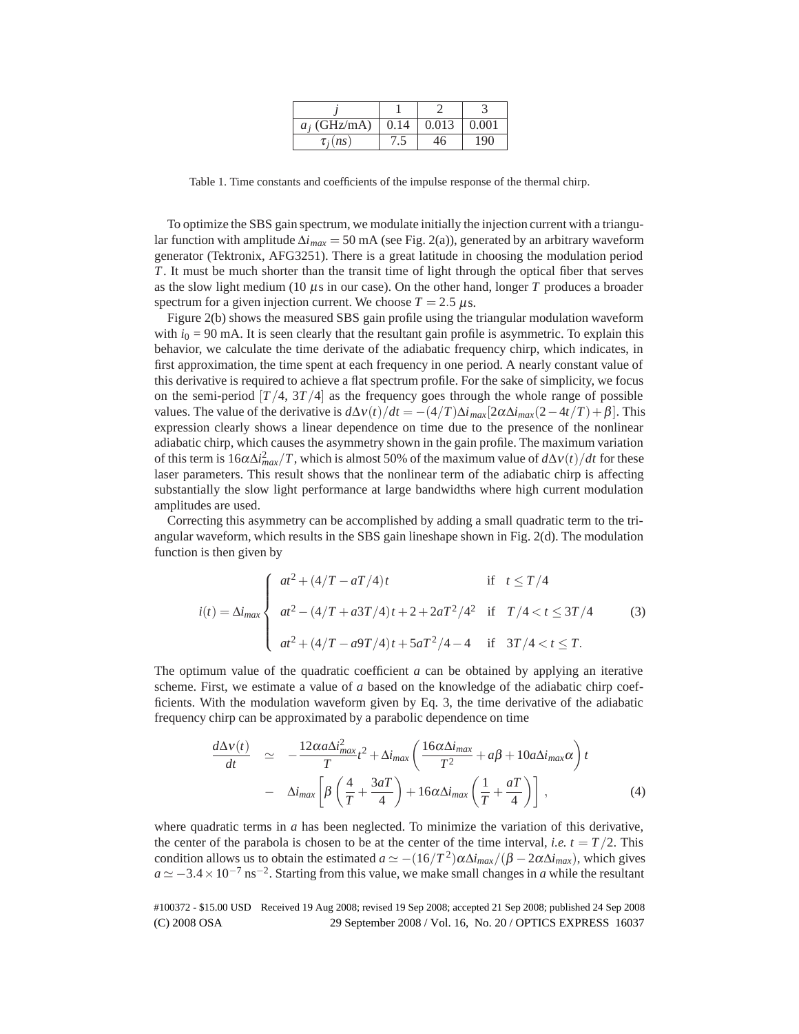| $j$ | 1 | 2 | 3 |
|---|---|---|---|
| $a_j$ (GHz/mA) | 0.14 | 0.013 | 0.001 |
| $\tau_j(ns)$ | 7.5 | 46 | 190 |

Table 1. Time constants and coefficients of the impulse response of the thermal chirp.

To optimize the SBS gain spectrum, we modulate initially the injection current with a triangular function with amplitude $\Delta i_{max} = 50$ mA (see Fig. 2(a)), generated by an arbitrary waveform generator (Tektronix, AFG3251). There is a great latitude in choosing the modulation period $T$. It must be much shorter than the transit time of light through the optical fiber that serves as the slow light medium (10 $\mu$s in our case). On the other hand, longer $T$ produces a broader spectrum for a given injection current. We choose $T = 2.5$ $\mu$s.

Figure 2(b) shows the measured SBS gain profile using the triangular modulation waveform with $i_0$ = 90 mA. It is seen clearly that the resultant gain profile is asymmetric. To explain this behavior, we calculate the time derivate of the adiabatic frequency chirp, which indicates, in first approximation, the time spent at each frequency in one period. A nearly constant value of this derivative is required to achieve a flat spectrum profile. For the sake of simplicity, we focus on the semi-period $[T/4, 3T/4]$ as the frequency goes through the whole range of possible values. The value of the derivative is $d\Delta\nu(t)/dt = -(4/T)\Delta i_{max}[2\alpha\Delta i_{max}(2-4t/T)+\beta]$. This expression clearly shows a linear dependence on time due to the presence of the nonlinear adiabatic chirp, which causes the asymmetry shown in the gain profile. The maximum variation of this term is $16\alpha\Delta i_{max}^2/T$, which is almost 50% of the maximum value of $d\Delta\nu(t)/dt$ for these laser parameters. This result shows that the nonlinear term of the adiabatic chirp is affecting substantially the slow light performance at large bandwidths where high current modulation amplitudes are used.

Correcting this asymmetry can be accomplished by adding a small quadratic term to the triangular waveform, which results in the SBS gain lineshape shown in Fig. 2(d). The modulation function is then given by

$$
i(t) = \Delta i_{max} \begin{cases} at^2 + (4/T - aT/4)t & \text{if} \quad t \leq T/4 \\ at^2 - (4/T + a3T/4)t + 2 + 2aT^2/4^2 & \text{if} \quad T/4 < t \leq 3T/4 \\ at^2 + (4/T - a9T/4)t + 5aT^2/4 - 4 & \text{if} \quad 3T/4 < t \leq T. \end{cases} \tag{3}
$$

The optimum value of the quadratic coefficient $a$ can be obtained by applying an iterative scheme. First, we estimate a value of $a$ based on the knowledge of the adiabatic chirp coefficients. With the modulation waveform given by Eq. 3, the time derivative of the adiabatic frequency chirp can be approximated by a parabolic dependence on time

$$
\begin{aligned}
\frac{d\Delta\nu(t)}{dt} &\simeq -\frac{12\alpha a\Delta i_{max}^2}{T}t^2 + \Delta i_{max}\left(\frac{16\alpha\Delta i_{max}}{T^2} + a\beta + 10a\Delta i_{max}\alpha\right)t \\
&- \Delta i_{max}\left[\beta\left(\frac{4}{T} + \frac{3aT}{4}\right) + 16\alpha\Delta i_{max}\left(\frac{1}{T} + \frac{aT}{4}\right)\right], \qquad (4)
\end{aligned}
$$

where quadratic terms in $a$ has been neglected. To minimize the variation of this derivative, the center of the parabola is chosen to be at the center of the time interval, *i.e.* $t = T/2$. This condition allows us to obtain the estimated $a \simeq -(16/T^2)\alpha\Delta i_{max}/(\beta - 2\alpha\Delta i_{max})$, which gives $a \simeq -3.4\times10^{-7}$ ns$^{-2}$. Starting from this value, we make small changes in $a$ while the resultant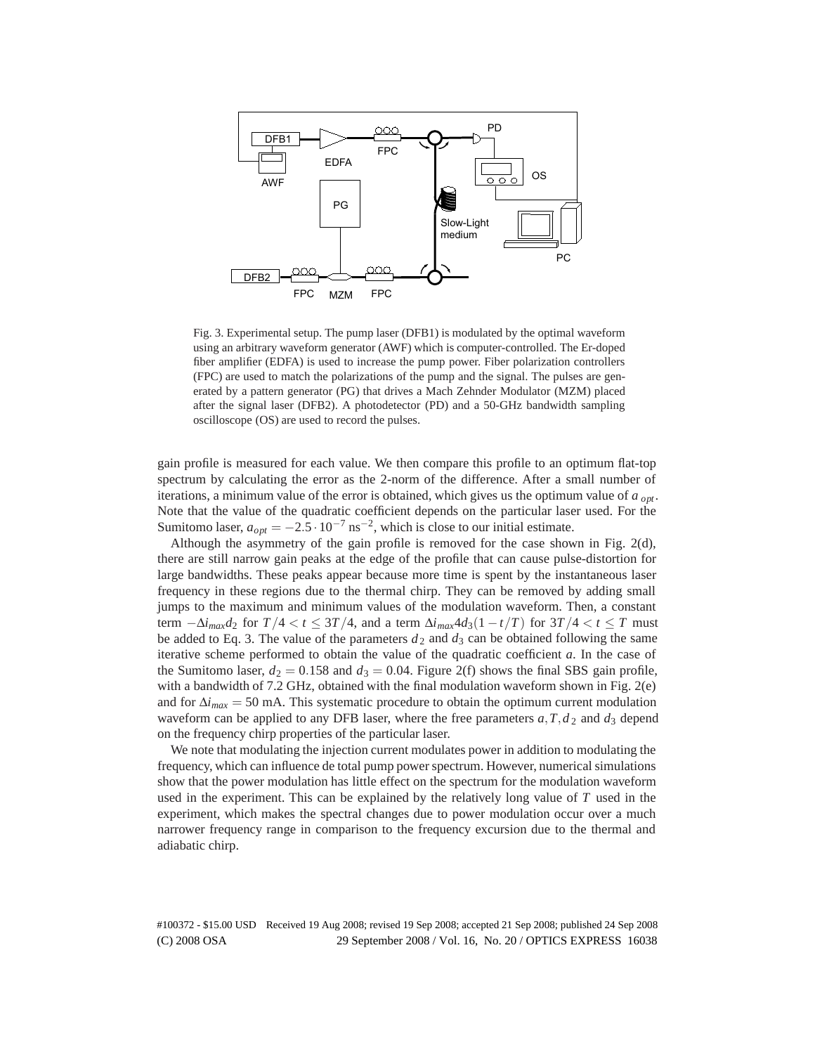Fig. 3. Experimental setup. The pump laser (DFB1) is modulated by the optimal waveform using an arbitrary waveform generator (AWF) which is computer-controlled. The Er-doped fiber amplifier (EDFA) is used to increase the pump power. Fiber polarization controllers (FPC) are used to match the polarizations of the pump and the signal. The pulses are generated by a pattern generator (PG) that drives a Mach Zehnder Modulator (MZM) placed after the signal laser (DFB2). A photodetector (PD) and a 50-GHz bandwidth sampling oscilloscope (OS) are used to record the pulses.

gain profile is measured for each value. We then compare this profile to an optimum flat-top spectrum by calculating the error as the 2-norm of the difference. After a small number of iterations, a minimum value of the error is obtained, which gives us the optimum value of $a_{opt}$. Note that the value of the quadratic coefficient depends on the particular laser used. For the Sumitomo laser, $a_{opt} = -2.5 \cdot 10^{-7}\,\text{ns}^{-2}$, which is close to our initial estimate.

Although the asymmetry of the gain profile is removed for the case shown in Fig. 2(d), there are still narrow gain peaks at the edge of the profile that can cause pulse-distortion for large bandwidths. These peaks appear because more time is spent by the instantaneous laser frequency in these regions due to the thermal chirp. They can be removed by adding small jumps to the maximum and minimum values of the modulation waveform. Then, a constant term $-\Delta i_{max} d_2$ for $T/4 < t \leq 3T/4$, and a term $\Delta i_{max} 4 d_3 (1 - t/T)$ for $3T/4 < t \leq T$ must be added to Eq. 3. The value of the parameters $d_2$ and $d_3$ can be obtained following the same iterative scheme performed to obtain the value of the quadratic coefficient $a$. In the case of the Sumitomo laser, $d_2 = 0.158$ and $d_3 = 0.04$. Figure 2(f) shows the final SBS gain profile, with a bandwidth of 7.2 GHz, obtained with the final modulation waveform shown in Fig. 2(e) and for $\Delta i_{max} = 50$ mA. This systematic procedure to obtain the optimum current modulation waveform can be applied to any DFB laser, where the free parameters $a, T, d_2$ and $d_3$ depend on the frequency chirp properties of the particular laser.

We note that modulating the injection current modulates power in addition to modulating the frequency, which can influence de total pump power spectrum. However, numerical simulations show that the power modulation has little effect on the spectrum for the modulation waveform used in the experiment. This can be explained by the relatively long value of $T$ used in the experiment, which makes the spectral changes due to power modulation occur over a much narrower frequency range in comparison to the frequency excursion due to the thermal and adiabatic chirp.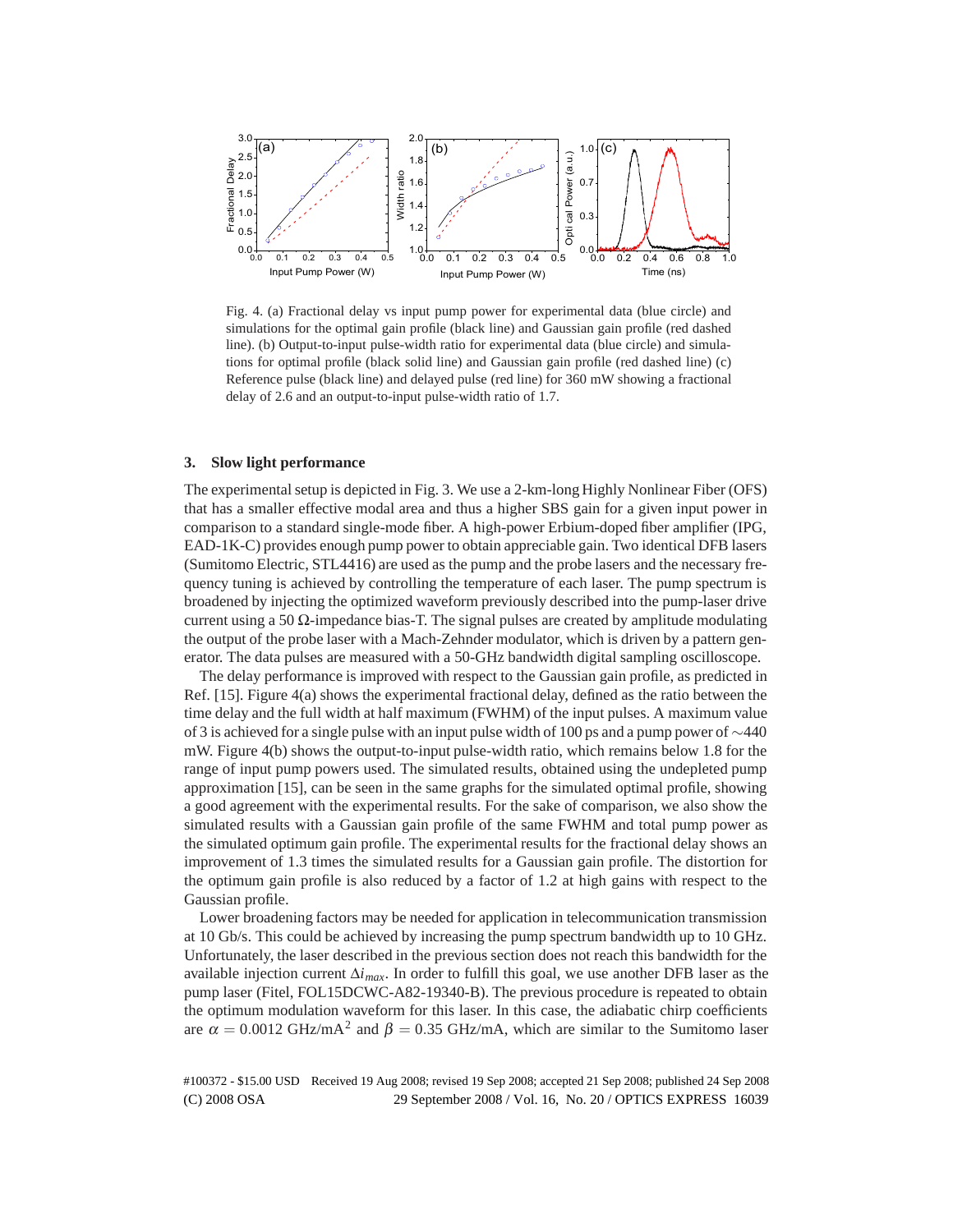Fig. 4. (a) Fractional delay vs input pump power for experimental data (blue circle) and simulations for the optimal gain profile (black line) and Gaussian gain profile (red dashed line). (b) Output-to-input pulse-width ratio for experimental data (blue circle) and simulations for optimal profile (black solid line) and Gaussian gain profile (red dashed line) (c) Reference pulse (black line) and delayed pulse (red line) for 360 mW showing a fractional delay of 2.6 and an output-to-input pulse-width ratio of 1.7.

## 3. Slow light performance

The experimental setup is depicted in Fig. 3. We use a 2-km-long Highly Nonlinear Fiber (OFS) that has a smaller effective modal area and thus a higher SBS gain for a given input power in comparison to a standard single-mode fiber. A high-power Erbium-doped fiber amplifier (IPG, EAD-1K-C) provides enough pump power to obtain appreciable gain. Two identical DFB lasers (Sumitomo Electric, STL4416) are used as the pump and the probe lasers and the necessary frequency tuning is achieved by controlling the temperature of each laser. The pump spectrum is broadened by injecting the optimized waveform previously described into the pump-laser drive current using a 50 Ω-impedance bias-T. The signal pulses are created by amplitude modulating the output of the probe laser with a Mach-Zehnder modulator, which is driven by a pattern generator. The data pulses are measured with a 50-GHz bandwidth digital sampling oscilloscope.

The delay performance is improved with respect to the Gaussian gain profile, as predicted in Ref. [15]. Figure 4(a) shows the experimental fractional delay, defined as the ratio between the time delay and the full width at half maximum (FWHM) of the input pulses. A maximum value of 3 is achieved for a single pulse with an input pulse width of 100 ps and a pump power of ∼440 mW. Figure 4(b) shows the output-to-input pulse-width ratio, which remains below 1.8 for the range of input pump powers used. The simulated results, obtained using the undepleted pump approximation [15], can be seen in the same graphs for the simulated optimal profile, showing a good agreement with the experimental results. For the sake of comparison, we also show the simulated results with a Gaussian gain profile of the same FWHM and total pump power as the simulated optimum gain profile. The experimental results for the fractional delay shows an improvement of 1.3 times the simulated results for a Gaussian gain profile. The distortion for the optimum gain profile is also reduced by a factor of 1.2 at high gains with respect to the Gaussian profile.

Lower broadening factors may be needed for application in telecommunication transmission at 10 Gb/s. This could be achieved by increasing the pump spectrum bandwidth up to 10 GHz. Unfortunately, the laser described in the previous section does not reach this bandwidth for the available injection current $\Delta i_{max}$. In order to fulfill this goal, we use another DFB laser as the pump laser (Fitel, FOL15DCWC-A82-19340-B). The previous procedure is repeated to obtain the optimum modulation waveform for this laser. In this case, the adiabatic chirp coefficients are $\alpha = 0.0012$ GHz/mA$^2$ and $\beta = 0.35$ GHz/mA, which are similar to the Sumitomo laser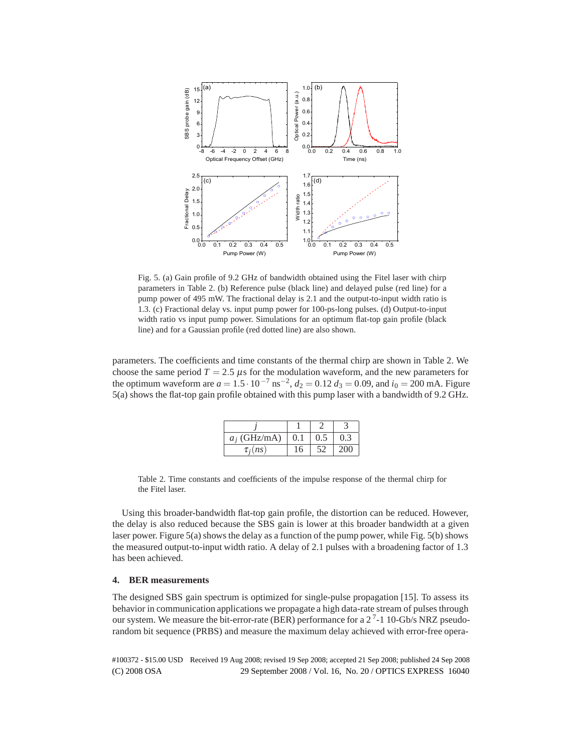Fig. 5. (a) Gain profile of 9.2 GHz of bandwidth obtained using the Fitel laser with chirp parameters in Table 2. (b) Reference pulse (black line) and delayed pulse (red line) for a pump power of 495 mW. The fractional delay is 2.1 and the output-to-input width ratio is 1.3. (c) Fractional delay vs. input pump power for 100-ps-long pulses. (d) Output-to-input width ratio vs input pump power. Simulations for an optimum flat-top gain profile (black line) and for a Gaussian profile (red dotted line) are also shown.

parameters. The coefficients and time constants of the thermal chirp are shown in Table 2. We choose the same period $T = 2.5\ \mu$s for the modulation waveform, and the new parameters for the optimum waveform are $a = 1.5 \cdot 10^{-7}$ ns$^{-2}$, $d_2 = 0.12$ $d_3 = 0.09$, and $i_0 = 200$ mA. Figure 5(a) shows the flat-top gain profile obtained with this pump laser with a bandwidth of 9.2 GHz.

| $j$ | 1 | 2 | 3 |
|---|---|---|---|
| $a_j$ (GHz/mA) | 0.1 | 0.5 | 0.3 |
| $\tau_j(ns)$ | 16 | 52 | 200 |

Table 2. Time constants and coefficients of the impulse response of the thermal chirp for the Fitel laser.

Using this broader-bandwidth flat-top gain profile, the distortion can be reduced. However, the delay is also reduced because the SBS gain is lower at this broader bandwidth at a given laser power. Figure 5(a) shows the delay as a function of the pump power, while Fig. 5(b) shows the measured output-to-input width ratio. A delay of 2.1 pulses with a broadening factor of 1.3 has been achieved.

## 4. BER measurements

The designed SBS gain spectrum is optimized for single-pulse propagation [15]. To assess its behavior in communication applications we propagate a high data-rate stream of pulses through our system. We measure the bit-error-rate (BER) performance for a $2^7$-1 10-Gb/s NRZ pseudo-random bit sequence (PRBS) and measure the maximum delay achieved with error-free opera-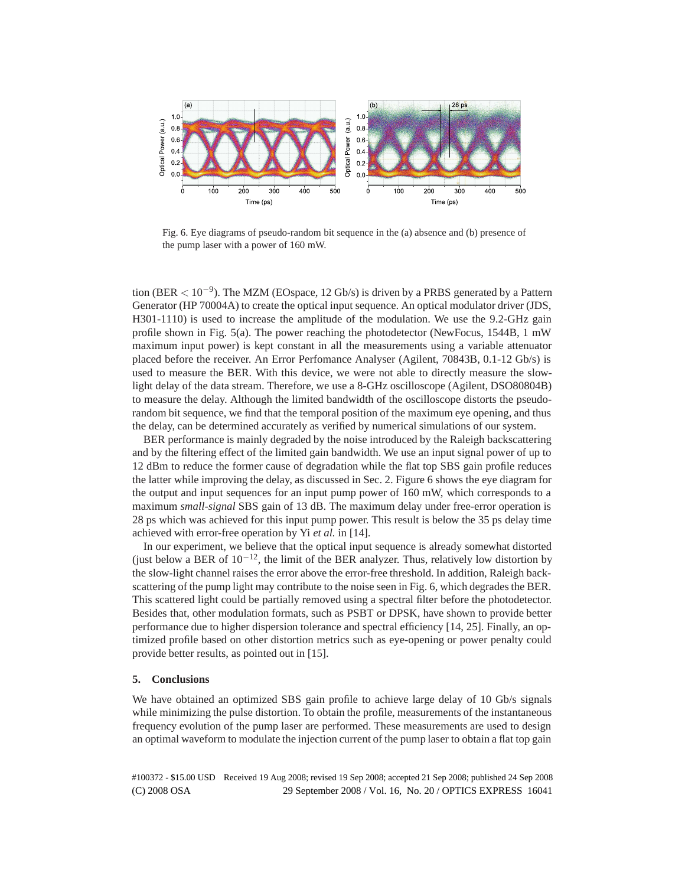Fig. 6. Eye diagrams of pseudo-random bit sequence in the (a) absence and (b) presence of the pump laser with a power of 160 mW.

tion (BER $< 10^{-9}$). The MZM (EOspace, 12 Gb/s) is driven by a PRBS generated by a Pattern Generator (HP 70004A) to create the optical input sequence. An optical modulator driver (JDS, H301-1110) is used to increase the amplitude of the modulation. We use the 9.2-GHz gain profile shown in Fig. 5(a). The power reaching the photodetector (NewFocus, 1544B, 1 mW maximum input power) is kept constant in all the measurements using a variable attenuator placed before the receiver. An Error Perfomance Analyser (Agilent, 70843B, 0.1-12 Gb/s) is used to measure the BER. With this device, we were not able to directly measure the slow-light delay of the data stream. Therefore, we use a 8-GHz oscilloscope (Agilent, DSO80804B) to measure the delay. Although the limited bandwidth of the oscilloscope distorts the pseudo-random bit sequence, we find that the temporal position of the maximum eye opening, and thus the delay, can be determined accurately as verified by numerical simulations of our system.

BER performance is mainly degraded by the noise introduced by the Raleigh backscattering and by the filtering effect of the limited gain bandwidth. We use an input signal power of up to 12 dBm to reduce the former cause of degradation while the flat top SBS gain profile reduces the latter while improving the delay, as discussed in Sec. 2. Figure 6 shows the eye diagram for the output and input sequences for an input pump power of 160 mW, which corresponds to a maximum *small-signal* SBS gain of 13 dB. The maximum delay under free-error operation is 28 ps which was achieved for this input pump power. This result is below the 35 ps delay time achieved with error-free operation by Yi *et al.* in [14].

In our experiment, we believe that the optical input sequence is already somewhat distorted (just below a BER of $10^{-12}$, the limit of the BER analyzer. Thus, relatively low distortion by the slow-light channel raises the error above the error-free threshold. In addition, Raleigh backscattering of the pump light may contribute to the noise seen in Fig. 6, which degrades the BER. This scattered light could be partially removed using a spectral filter before the photodetector. Besides that, other modulation formats, such as PSBT or DPSK, have shown to provide better performance due to higher dispersion tolerance and spectral efficiency [14, 25]. Finally, an optimized profile based on other distortion metrics such as eye-opening or power penalty could provide better results, as pointed out in [15].

## 5. Conclusions

We have obtained an optimized SBS gain profile to achieve large delay of 10 Gb/s signals while minimizing the pulse distortion. To obtain the profile, measurements of the instantaneous frequency evolution of the pump laser are performed. These measurements are used to design an optimal waveform to modulate the injection current of the pump laser to obtain a flat top gain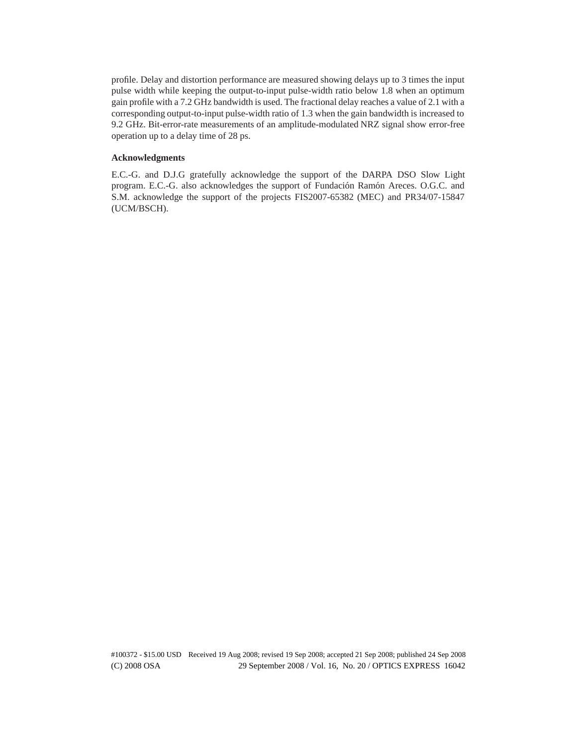profile. Delay and distortion performance are measured showing delays up to 3 times the input pulse width while keeping the output-to-input pulse-width ratio below 1.8 when an optimum gain profile with a 7.2 GHz bandwidth is used. The fractional delay reaches a value of 2.1 with a corresponding output-to-input pulse-width ratio of 1.3 when the gain bandwidth is increased to 9.2 GHz. Bit-error-rate measurements of an amplitude-modulated NRZ signal show error-free operation up to a delay time of 28 ps.

**Acknowledgments**

E.C.-G. and D.J.G gratefully acknowledge the support of the DARPA DSO Slow Light program. E.C.-G. also acknowledges the support of Fundación Ramón Areces. O.G.C. and S.M. acknowledge the support of the projects FIS2007-65382 (MEC) and PR34/07-15847 (UCM/BSCH).